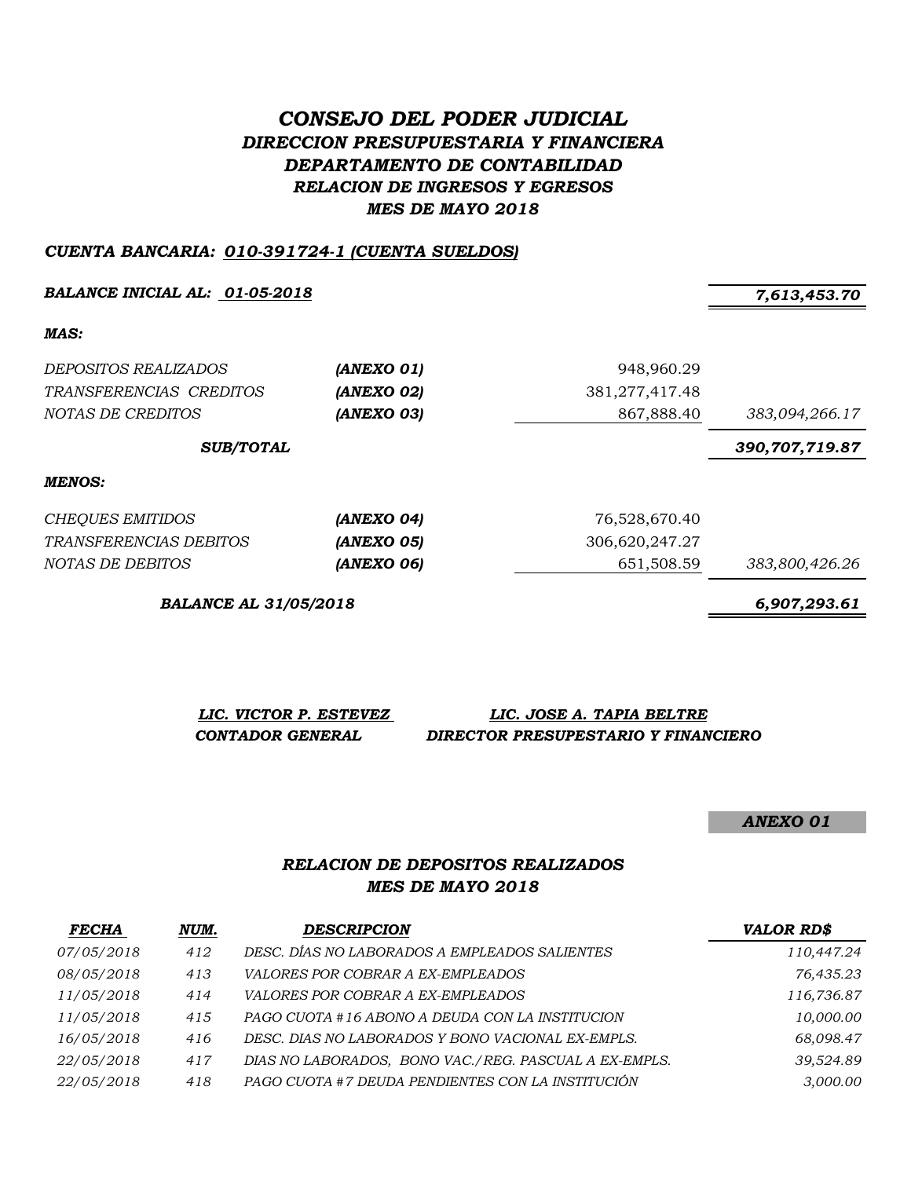# *CONSEJO DEL PODER JUDICIAL*

## *DIRECCION PRESUPUESTARIA Y FINANCIERA*
## *DEPARTAMENTO DE CONTABILIDAD*
## *RELACION DE INGRESOS Y EGRESOS*
## *MES DE MAYO 2018*

***CUENTA BANCARIA: 010-391724-1 (CUENTA SUELDOS)***

| | | | |
|---|---|---|---|
| ***BALANCE INICIAL AL: 01-05-2018*** | | | ***7,613,453.70*** |
| ***MAS:*** | | | |
| *DEPOSITOS REALIZADOS* | ***(ANEXO 01)*** | 948,960.29 | |
| *TRANSFERENCIAS CREDITOS* | ***(ANEXO 02)*** | 381,277,417.48 | |
| *NOTAS DE CREDITOS* | ***(ANEXO 03)*** | 867,888.40 | *383,094,266.17* |
| ***SUB/TOTAL*** | | | ***390,707,719.87*** |
| ***MENOS:*** | | | |
| *CHEQUES EMITIDOS* | ***(ANEXO 04)*** | 76,528,670.40 | |
| *TRANSFERENCIAS DEBITOS* | ***(ANEXO 05)*** | 306,620,247.27 | |
| *NOTAS DE DEBITOS* | ***(ANEXO 06)*** | 651,508.59 | *383,800,426.26* |
| ***BALANCE AL 31/05/2018*** | | | ***6,907,293.61*** |

***LIC. VICTOR P. ESTEVEZ***
***CONTADOR GENERAL***

***LIC. JOSE A. TAPIA BELTRE***
***DIRECTOR PRESUPESTARIO Y FINANCIERO***

***ANEXO 01***

### *RELACION DE DEPOSITOS REALIZADOS*
### *MES DE MAYO 2018*

| *FECHA* | *NUM.* | *DESCRIPCION* | *VALOR RD$* |
|---|---|---|---|
| *07/05/2018* | *412* | *DESC. DÍAS NO LABORADOS A EMPLEADOS SALIENTES* | *110,447.24* |
| *08/05/2018* | *413* | *VALORES POR COBRAR A EX-EMPLEADOS* | *76,435.23* |
| *11/05/2018* | *414* | *VALORES POR COBRAR A EX-EMPLEADOS* | *116,736.87* |
| *11/05/2018* | *415* | *PAGO CUOTA #16 ABONO A DEUDA CON LA INSTITUCION* | *10,000.00* |
| *16/05/2018* | *416* | *DESC. DIAS NO LABORADOS Y BONO VACIONAL EX-EMPLS.* | *68,098.47* |
| *22/05/2018* | *417* | *DIAS NO LABORADOS, BONO VAC./REG. PASCUAL A EX-EMPLS.* | *39,524.89* |
| *22/05/2018* | *418* | *PAGO CUOTA #7 DEUDA PENDIENTES CON LA INSTITUCIÓN* | *3,000.00* |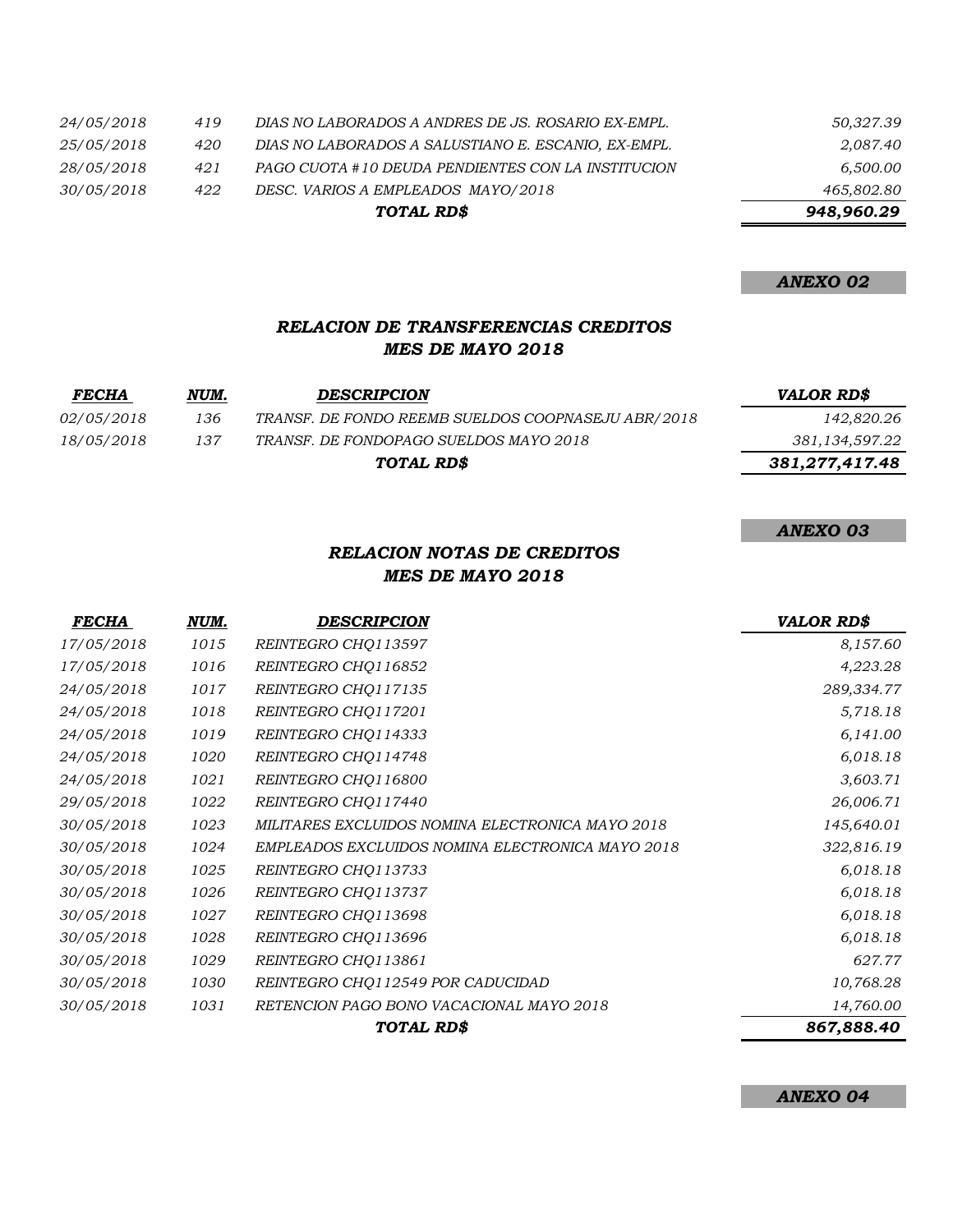| | | | |
|---|---|---|---|
| 24/05/2018 | 419 | DIAS NO LABORADOS A ANDRES DE JS. ROSARIO EX-EMPL. | 50,327.39 |
| 25/05/2018 | 420 | DIAS NO LABORADOS A SALUSTIANO E. ESCANIO, EX-EMPL. | 2,087.40 |
| 28/05/2018 | 421 | PAGO CUOTA #10 DEUDA PENDIENTES CON LA INSTITUCION | 6,500.00 |
| 30/05/2018 | 422 | DESC. VARIOS A EMPLEADOS MAYO/2018 | 465,802.80 |
| | | **TOTAL RD$** | **948,960.29** |

***ANEXO 02***

## *RELACION DE TRANSFERENCIAS CREDITOS*
## *MES DE MAYO 2018*

| FECHA | NUM. | DESCRIPCION | VALOR RD$ |
|---|---|---|---|
| 02/05/2018 | 136 | TRANSF. DE FONDO REEMB SUELDOS COOPNASEJU ABR/2018 | 142,820.26 |
| 18/05/2018 | 137 | TRANSF. DE FONDOPAGO SUELDOS MAYO 2018 | 381,134,597.22 |
| | | **TOTAL RD$** | **381,277,417.48** |

***ANEXO 03***

## *RELACION NOTAS DE CREDITOS*
## *MES DE MAYO 2018*

| FECHA | NUM. | DESCRIPCION | VALOR RD$ |
|---|---|---|---|
| 17/05/2018 | 1015 | REINTEGRO CHQ113597 | 8,157.60 |
| 17/05/2018 | 1016 | REINTEGRO CHQ116852 | 4,223.28 |
| 24/05/2018 | 1017 | REINTEGRO CHQ117135 | 289,334.77 |
| 24/05/2018 | 1018 | REINTEGRO CHQ117201 | 5,718.18 |
| 24/05/2018 | 1019 | REINTEGRO CHQ114333 | 6,141.00 |
| 24/05/2018 | 1020 | REINTEGRO CHQ114748 | 6,018.18 |
| 24/05/2018 | 1021 | REINTEGRO CHQ116800 | 3,603.71 |
| 29/05/2018 | 1022 | REINTEGRO CHQ117440 | 26,006.71 |
| 30/05/2018 | 1023 | MILITARES EXCLUIDOS NOMINA ELECTRONICA MAYO 2018 | 145,640.01 |
| 30/05/2018 | 1024 | EMPLEADOS EXCLUIDOS NOMINA ELECTRONICA MAYO 2018 | 322,816.19 |
| 30/05/2018 | 1025 | REINTEGRO CHQ113733 | 6,018.18 |
| 30/05/2018 | 1026 | REINTEGRO CHQ113737 | 6,018.18 |
| 30/05/2018 | 1027 | REINTEGRO CHQ113698 | 6,018.18 |
| 30/05/2018 | 1028 | REINTEGRO CHQ113696 | 6,018.18 |
| 30/05/2018 | 1029 | REINTEGRO CHQ113861 | 627.77 |
| 30/05/2018 | 1030 | REINTEGRO CHQ112549 POR CADUCIDAD | 10,768.28 |
| 30/05/2018 | 1031 | RETENCION PAGO BONO VACACIONAL MAYO 2018 | 14,760.00 |
| | | **TOTAL RD$** | **867,888.40** |

***ANEXO 04***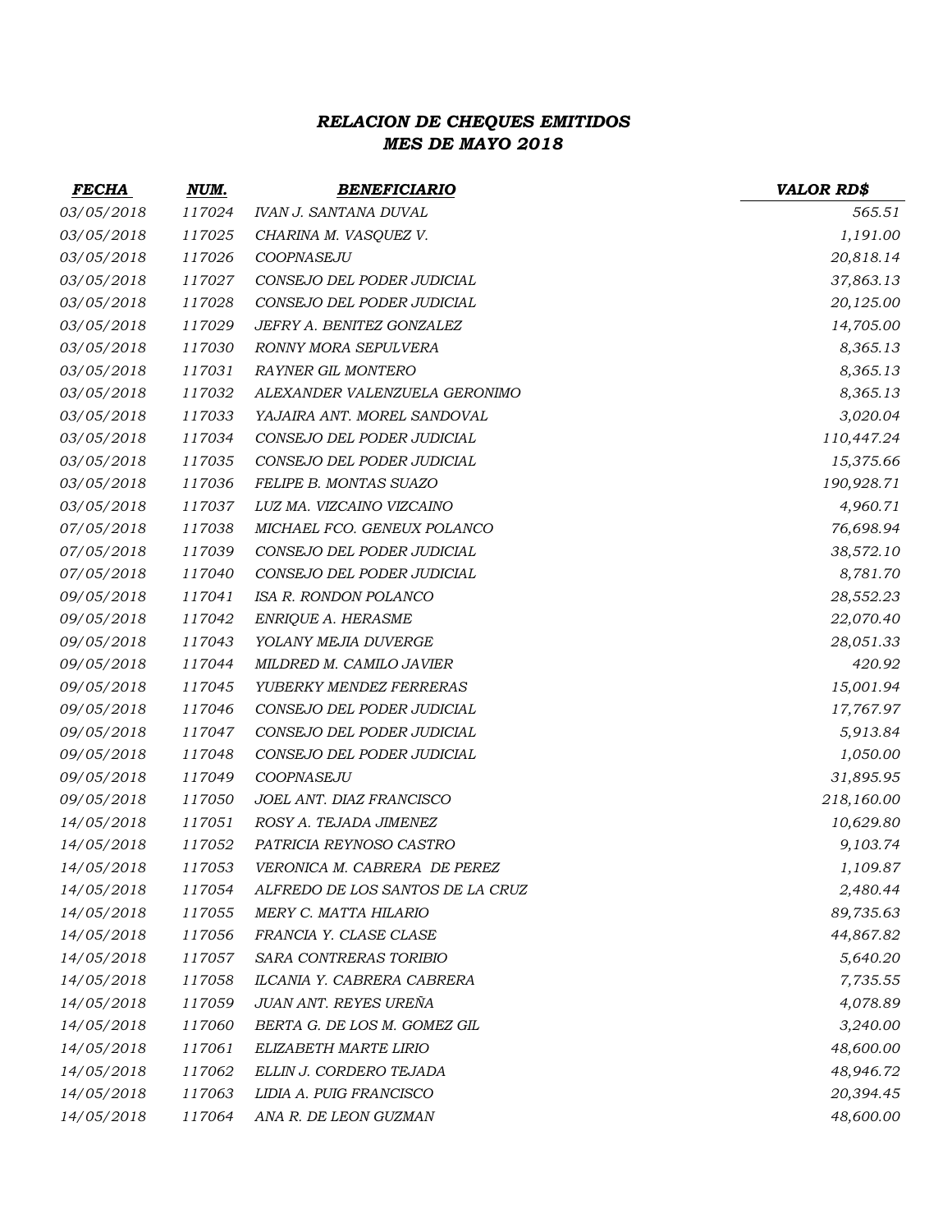## *RELACION DE CHEQUES EMITIDOS*
## *MES DE MAYO 2018*

| *FECHA* | *NUM.* | *BENEFICIARIO* | *VALOR RD$* |
|---|---|---|---|
| *03/05/2018* | *117024* | *IVAN J. SANTANA DUVAL* | *565.51* |
| *03/05/2018* | *117025* | *CHARINA M. VASQUEZ V.* | *1,191.00* |
| *03/05/2018* | *117026* | *COOPNASEJU* | *20,818.14* |
| *03/05/2018* | *117027* | *CONSEJO DEL PODER JUDICIAL* | *37,863.13* |
| *03/05/2018* | *117028* | *CONSEJO DEL PODER JUDICIAL* | *20,125.00* |
| *03/05/2018* | *117029* | *JEFRY A. BENITEZ GONZALEZ* | *14,705.00* |
| *03/05/2018* | *117030* | *RONNY MORA SEPULVERA* | *8,365.13* |
| *03/05/2018* | *117031* | *RAYNER GIL MONTERO* | *8,365.13* |
| *03/05/2018* | *117032* | *ALEXANDER VALENZUELA GERONIMO* | *8,365.13* |
| *03/05/2018* | *117033* | *YAJAIRA ANT. MOREL SANDOVAL* | *3,020.04* |
| *03/05/2018* | *117034* | *CONSEJO DEL PODER JUDICIAL* | *110,447.24* |
| *03/05/2018* | *117035* | *CONSEJO DEL PODER JUDICIAL* | *15,375.66* |
| *03/05/2018* | *117036* | *FELIPE B. MONTAS SUAZO* | *190,928.71* |
| *03/05/2018* | *117037* | *LUZ MA. VIZCAINO VIZCAINO* | *4,960.71* |
| *07/05/2018* | *117038* | *MICHAEL FCO. GENEUX POLANCO* | *76,698.94* |
| *07/05/2018* | *117039* | *CONSEJO DEL PODER JUDICIAL* | *38,572.10* |
| *07/05/2018* | *117040* | *CONSEJO DEL PODER JUDICIAL* | *8,781.70* |
| *09/05/2018* | *117041* | *ISA R. RONDON POLANCO* | *28,552.23* |
| *09/05/2018* | *117042* | *ENRIQUE A. HERASME* | *22,070.40* |
| *09/05/2018* | *117043* | *YOLANY MEJIA DUVERGE* | *28,051.33* |
| *09/05/2018* | *117044* | *MILDRED M. CAMILO JAVIER* | *420.92* |
| *09/05/2018* | *117045* | *YUBERKY MENDEZ FERRERAS* | *15,001.94* |
| *09/05/2018* | *117046* | *CONSEJO DEL PODER JUDICIAL* | *17,767.97* |
| *09/05/2018* | *117047* | *CONSEJO DEL PODER JUDICIAL* | *5,913.84* |
| *09/05/2018* | *117048* | *CONSEJO DEL PODER JUDICIAL* | *1,050.00* |
| *09/05/2018* | *117049* | *COOPNASEJU* | *31,895.95* |
| *09/05/2018* | *117050* | *JOEL ANT. DIAZ FRANCISCO* | *218,160.00* |
| *14/05/2018* | *117051* | *ROSY A. TEJADA JIMENEZ* | *10,629.80* |
| *14/05/2018* | *117052* | *PATRICIA REYNOSO CASTRO* | *9,103.74* |
| *14/05/2018* | *117053* | *VERONICA M. CABRERA DE PEREZ* | *1,109.87* |
| *14/05/2018* | *117054* | *ALFREDO DE LOS SANTOS DE LA CRUZ* | *2,480.44* |
| *14/05/2018* | *117055* | *MERY C. MATTA HILARIO* | *89,735.63* |
| *14/05/2018* | *117056* | *FRANCIA Y. CLASE CLASE* | *44,867.82* |
| *14/05/2018* | *117057* | *SARA CONTRERAS TORIBIO* | *5,640.20* |
| *14/05/2018* | *117058* | *ILCANIA Y. CABRERA CABRERA* | *7,735.55* |
| *14/05/2018* | *117059* | *JUAN ANT. REYES UREÑA* | *4,078.89* |
| *14/05/2018* | *117060* | *BERTA G. DE LOS M. GOMEZ GIL* | *3,240.00* |
| *14/05/2018* | *117061* | *ELIZABETH MARTE LIRIO* | *48,600.00* |
| *14/05/2018* | *117062* | *ELLIN J. CORDERO TEJADA* | *48,946.72* |
| *14/05/2018* | *117063* | *LIDIA A. PUIG FRANCISCO* | *20,394.45* |
| *14/05/2018* | *117064* | *ANA R. DE LEON GUZMAN* | *48,600.00* |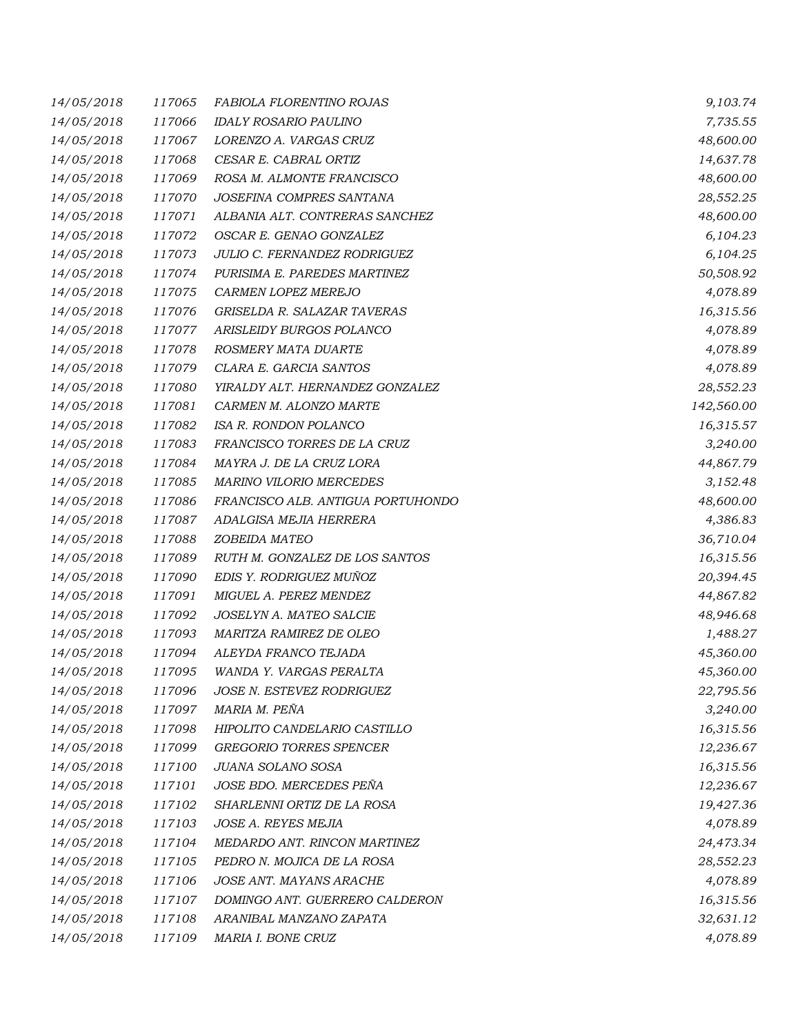| | | | |
|---|---|---|---|
| 14/05/2018 | 117065 | FABIOLA FLORENTINO ROJAS | 9,103.74 |
| 14/05/2018 | 117066 | IDALY ROSARIO PAULINO | 7,735.55 |
| 14/05/2018 | 117067 | LORENZO A. VARGAS CRUZ | 48,600.00 |
| 14/05/2018 | 117068 | CESAR E. CABRAL ORTIZ | 14,637.78 |
| 14/05/2018 | 117069 | ROSA M. ALMONTE FRANCISCO | 48,600.00 |
| 14/05/2018 | 117070 | JOSEFINA COMPRES SANTANA | 28,552.25 |
| 14/05/2018 | 117071 | ALBANIA ALT. CONTRERAS SANCHEZ | 48,600.00 |
| 14/05/2018 | 117072 | OSCAR E. GENAO GONZALEZ | 6,104.23 |
| 14/05/2018 | 117073 | JULIO C. FERNANDEZ RODRIGUEZ | 6,104.25 |
| 14/05/2018 | 117074 | PURISIMA E. PAREDES MARTINEZ | 50,508.92 |
| 14/05/2018 | 117075 | CARMEN LOPEZ MEREJO | 4,078.89 |
| 14/05/2018 | 117076 | GRISELDA R. SALAZAR TAVERAS | 16,315.56 |
| 14/05/2018 | 117077 | ARISLEIDY BURGOS POLANCO | 4,078.89 |
| 14/05/2018 | 117078 | ROSMERY MATA DUARTE | 4,078.89 |
| 14/05/2018 | 117079 | CLARA E. GARCIA SANTOS | 4,078.89 |
| 14/05/2018 | 117080 | YIRALDY ALT. HERNANDEZ GONZALEZ | 28,552.23 |
| 14/05/2018 | 117081 | CARMEN M. ALONZO MARTE | 142,560.00 |
| 14/05/2018 | 117082 | ISA R. RONDON POLANCO | 16,315.57 |
| 14/05/2018 | 117083 | FRANCISCO TORRES DE LA CRUZ | 3,240.00 |
| 14/05/2018 | 117084 | MAYRA J. DE LA CRUZ LORA | 44,867.79 |
| 14/05/2018 | 117085 | MARINO VILORIO MERCEDES | 3,152.48 |
| 14/05/2018 | 117086 | FRANCISCO ALB. ANTIGUA PORTUHONDO | 48,600.00 |
| 14/05/2018 | 117087 | ADALGISA MEJIA HERRERA | 4,386.83 |
| 14/05/2018 | 117088 | ZOBEIDA MATEO | 36,710.04 |
| 14/05/2018 | 117089 | RUTH M. GONZALEZ DE LOS SANTOS | 16,315.56 |
| 14/05/2018 | 117090 | EDIS Y. RODRIGUEZ MUÑOZ | 20,394.45 |
| 14/05/2018 | 117091 | MIGUEL A. PEREZ MENDEZ | 44,867.82 |
| 14/05/2018 | 117092 | JOSELYN A. MATEO SALCIE | 48,946.68 |
| 14/05/2018 | 117093 | MARITZA RAMIREZ DE OLEO | 1,488.27 |
| 14/05/2018 | 117094 | ALEYDA FRANCO TEJADA | 45,360.00 |
| 14/05/2018 | 117095 | WANDA Y. VARGAS PERALTA | 45,360.00 |
| 14/05/2018 | 117096 | JOSE N. ESTEVEZ RODRIGUEZ | 22,795.56 |
| 14/05/2018 | 117097 | MARIA M. PEÑA | 3,240.00 |
| 14/05/2018 | 117098 | HIPOLITO CANDELARIO CASTILLO | 16,315.56 |
| 14/05/2018 | 117099 | GREGORIO TORRES SPENCER | 12,236.67 |
| 14/05/2018 | 117100 | JUANA SOLANO SOSA | 16,315.56 |
| 14/05/2018 | 117101 | JOSE BDO. MERCEDES PEÑA | 12,236.67 |
| 14/05/2018 | 117102 | SHARLENNI ORTIZ DE LA ROSA | 19,427.36 |
| 14/05/2018 | 117103 | JOSE A. REYES MEJIA | 4,078.89 |
| 14/05/2018 | 117104 | MEDARDO ANT. RINCON MARTINEZ | 24,473.34 |
| 14/05/2018 | 117105 | PEDRO N. MOJICA DE LA ROSA | 28,552.23 |
| 14/05/2018 | 117106 | JOSE ANT. MAYANS ARACHE | 4,078.89 |
| 14/05/2018 | 117107 | DOMINGO ANT. GUERRERO CALDERON | 16,315.56 |
| 14/05/2018 | 117108 | ARANIBAL MANZANO ZAPATA | 32,631.12 |
| 14/05/2018 | 117109 | MARIA I. BONE CRUZ | 4,078.89 |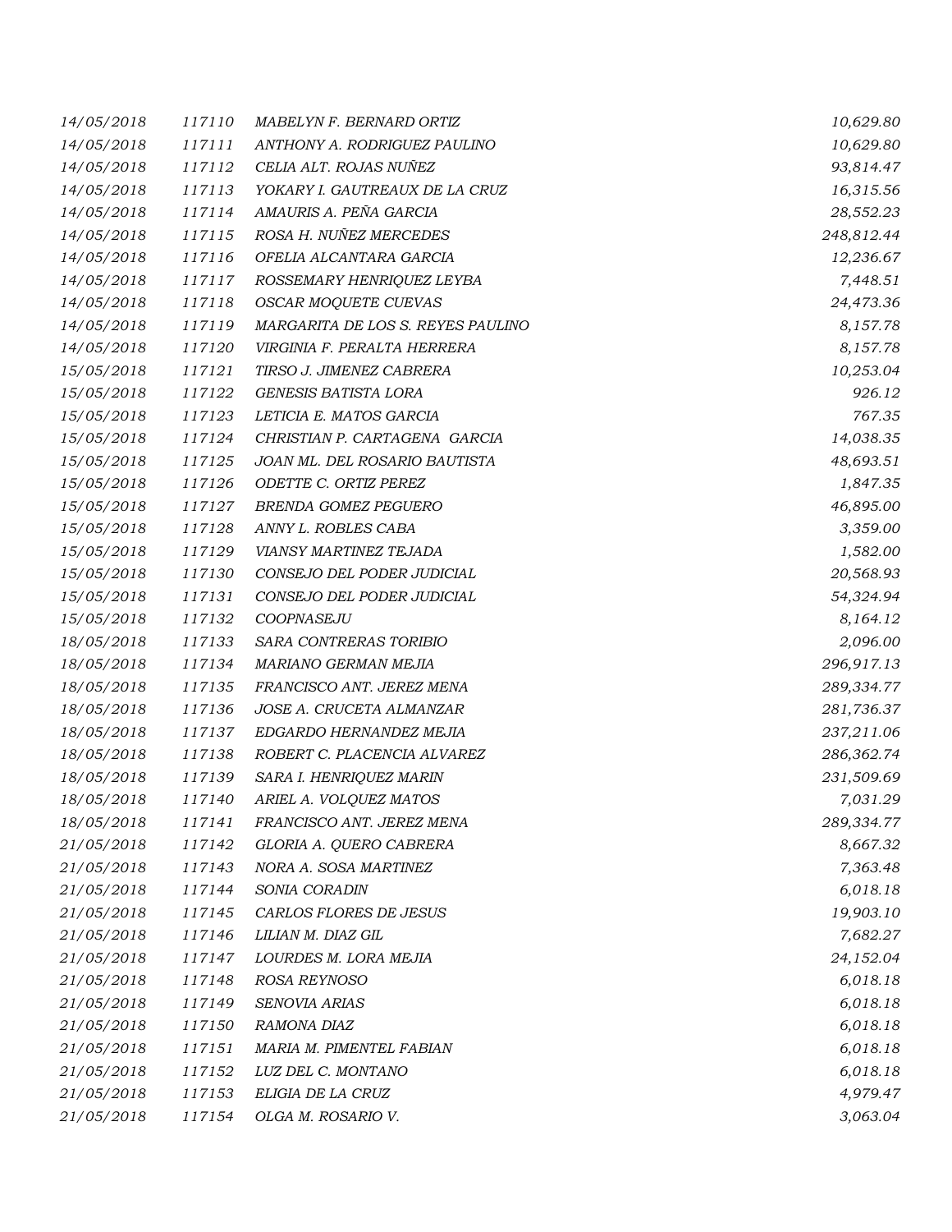| | | | |
|---|---|---|---|
| 14/05/2018 | 117110 | MABELYN F. BERNARD ORTIZ | 10,629.80 |
| 14/05/2018 | 117111 | ANTHONY A. RODRIGUEZ PAULINO | 10,629.80 |
| 14/05/2018 | 117112 | CELIA ALT. ROJAS NUÑEZ | 93,814.47 |
| 14/05/2018 | 117113 | YOKARY I. GAUTREAUX DE LA CRUZ | 16,315.56 |
| 14/05/2018 | 117114 | AMAURIS A. PEÑA GARCIA | 28,552.23 |
| 14/05/2018 | 117115 | ROSA H. NUÑEZ MERCEDES | 248,812.44 |
| 14/05/2018 | 117116 | OFELIA ALCANTARA GARCIA | 12,236.67 |
| 14/05/2018 | 117117 | ROSSEMARY HENRIQUEZ LEYBA | 7,448.51 |
| 14/05/2018 | 117118 | OSCAR MOQUETE CUEVAS | 24,473.36 |
| 14/05/2018 | 117119 | MARGARITA DE LOS S. REYES PAULINO | 8,157.78 |
| 14/05/2018 | 117120 | VIRGINIA F. PERALTA HERRERA | 8,157.78 |
| 15/05/2018 | 117121 | TIRSO J. JIMENEZ CABRERA | 10,253.04 |
| 15/05/2018 | 117122 | GENESIS BATISTA LORA | 926.12 |
| 15/05/2018 | 117123 | LETICIA E. MATOS GARCIA | 767.35 |
| 15/05/2018 | 117124 | CHRISTIAN P. CARTAGENA GARCIA | 14,038.35 |
| 15/05/2018 | 117125 | JOAN ML. DEL ROSARIO BAUTISTA | 48,693.51 |
| 15/05/2018 | 117126 | ODETTE C. ORTIZ PEREZ | 1,847.35 |
| 15/05/2018 | 117127 | BRENDA GOMEZ PEGUERO | 46,895.00 |
| 15/05/2018 | 117128 | ANNY L. ROBLES CABA | 3,359.00 |
| 15/05/2018 | 117129 | VIANSY MARTINEZ TEJADA | 1,582.00 |
| 15/05/2018 | 117130 | CONSEJO DEL PODER JUDICIAL | 20,568.93 |
| 15/05/2018 | 117131 | CONSEJO DEL PODER JUDICIAL | 54,324.94 |
| 15/05/2018 | 117132 | COOPNASEJU | 8,164.12 |
| 18/05/2018 | 117133 | SARA CONTRERAS TORIBIO | 2,096.00 |
| 18/05/2018 | 117134 | MARIANO GERMAN MEJIA | 296,917.13 |
| 18/05/2018 | 117135 | FRANCISCO ANT. JEREZ MENA | 289,334.77 |
| 18/05/2018 | 117136 | JOSE A. CRUCETA ALMANZAR | 281,736.37 |
| 18/05/2018 | 117137 | EDGARDO HERNANDEZ MEJIA | 237,211.06 |
| 18/05/2018 | 117138 | ROBERT C. PLACENCIA ALVAREZ | 286,362.74 |
| 18/05/2018 | 117139 | SARA I. HENRIQUEZ MARIN | 231,509.69 |
| 18/05/2018 | 117140 | ARIEL A. VOLQUEZ MATOS | 7,031.29 |
| 18/05/2018 | 117141 | FRANCISCO ANT. JEREZ MENA | 289,334.77 |
| 21/05/2018 | 117142 | GLORIA A. QUERO CABRERA | 8,667.32 |
| 21/05/2018 | 117143 | NORA A. SOSA MARTINEZ | 7,363.48 |
| 21/05/2018 | 117144 | SONIA CORADIN | 6,018.18 |
| 21/05/2018 | 117145 | CARLOS FLORES DE JESUS | 19,903.10 |
| 21/05/2018 | 117146 | LILIAN M. DIAZ GIL | 7,682.27 |
| 21/05/2018 | 117147 | LOURDES M. LORA MEJIA | 24,152.04 |
| 21/05/2018 | 117148 | ROSA REYNOSO | 6,018.18 |
| 21/05/2018 | 117149 | SENOVIA ARIAS | 6,018.18 |
| 21/05/2018 | 117150 | RAMONA DIAZ | 6,018.18 |
| 21/05/2018 | 117151 | MARIA M. PIMENTEL FABIAN | 6,018.18 |
| 21/05/2018 | 117152 | LUZ DEL C. MONTANO | 6,018.18 |
| 21/05/2018 | 117153 | ELIGIA DE LA CRUZ | 4,979.47 |
| 21/05/2018 | 117154 | OLGA M. ROSARIO V. | 3,063.04 |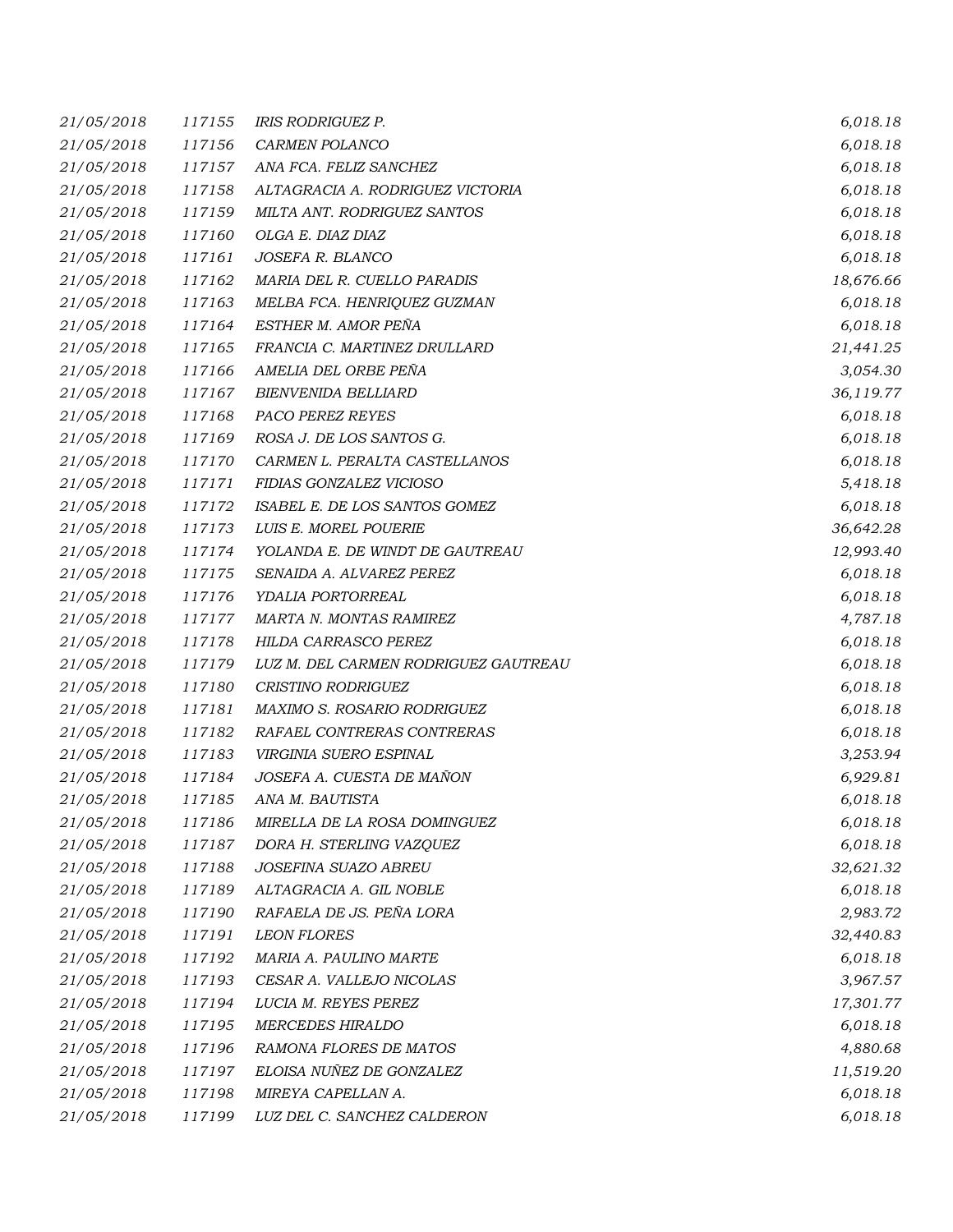| | | | |
|---|---|---|---|
| *21/05/2018* | *117155* | *IRIS RODRIGUEZ P.* | *6,018.18* |
| *21/05/2018* | *117156* | *CARMEN POLANCO* | *6,018.18* |
| *21/05/2018* | *117157* | *ANA FCA. FELIZ SANCHEZ* | *6,018.18* |
| *21/05/2018* | *117158* | *ALTAGRACIA A. RODRIGUEZ VICTORIA* | *6,018.18* |
| *21/05/2018* | *117159* | *MILTA ANT. RODRIGUEZ SANTOS* | *6,018.18* |
| *21/05/2018* | *117160* | *OLGA E. DIAZ DIAZ* | *6,018.18* |
| *21/05/2018* | *117161* | *JOSEFA R. BLANCO* | *6,018.18* |
| *21/05/2018* | *117162* | *MARIA DEL R. CUELLO PARADIS* | *18,676.66* |
| *21/05/2018* | *117163* | *MELBA FCA. HENRIQUEZ GUZMAN* | *6,018.18* |
| *21/05/2018* | *117164* | *ESTHER M. AMOR PEÑA* | *6,018.18* |
| *21/05/2018* | *117165* | *FRANCIA C. MARTINEZ DRULLARD* | *21,441.25* |
| *21/05/2018* | *117166* | *AMELIA DEL ORBE PEÑA* | *3,054.30* |
| *21/05/2018* | *117167* | *BIENVENIDA BELLIARD* | *36,119.77* |
| *21/05/2018* | *117168* | *PACO PEREZ REYES* | *6,018.18* |
| *21/05/2018* | *117169* | *ROSA J. DE LOS SANTOS G.* | *6,018.18* |
| *21/05/2018* | *117170* | *CARMEN L. PERALTA CASTELLANOS* | *6,018.18* |
| *21/05/2018* | *117171* | *FIDIAS GONZALEZ VICIOSO* | *5,418.18* |
| *21/05/2018* | *117172* | *ISABEL E. DE LOS SANTOS GOMEZ* | *6,018.18* |
| *21/05/2018* | *117173* | *LUIS E. MOREL POUERIE* | *36,642.28* |
| *21/05/2018* | *117174* | *YOLANDA E. DE WINDT DE GAUTREAU* | *12,993.40* |
| *21/05/2018* | *117175* | *SENAIDA A. ALVAREZ PEREZ* | *6,018.18* |
| *21/05/2018* | *117176* | *YDALIA PORTORREAL* | *6,018.18* |
| *21/05/2018* | *117177* | *MARTA N. MONTAS RAMIREZ* | *4,787.18* |
| *21/05/2018* | *117178* | *HILDA CARRASCO PEREZ* | *6,018.18* |
| *21/05/2018* | *117179* | *LUZ M. DEL CARMEN RODRIGUEZ GAUTREAU* | *6,018.18* |
| *21/05/2018* | *117180* | *CRISTINO RODRIGUEZ* | *6,018.18* |
| *21/05/2018* | *117181* | *MAXIMO S. ROSARIO RODRIGUEZ* | *6,018.18* |
| *21/05/2018* | *117182* | *RAFAEL CONTRERAS CONTRERAS* | *6,018.18* |
| *21/05/2018* | *117183* | *VIRGINIA SUERO ESPINAL* | *3,253.94* |
| *21/05/2018* | *117184* | *JOSEFA A. CUESTA DE MAÑON* | *6,929.81* |
| *21/05/2018* | *117185* | *ANA M. BAUTISTA* | *6,018.18* |
| *21/05/2018* | *117186* | *MIRELLA DE LA ROSA DOMINGUEZ* | *6,018.18* |
| *21/05/2018* | *117187* | *DORA H. STERLING VAZQUEZ* | *6,018.18* |
| *21/05/2018* | *117188* | *JOSEFINA SUAZO ABREU* | *32,621.32* |
| *21/05/2018* | *117189* | *ALTAGRACIA A. GIL NOBLE* | *6,018.18* |
| *21/05/2018* | *117190* | *RAFAELA DE JS. PEÑA LORA* | *2,983.72* |
| *21/05/2018* | *117191* | *LEON FLORES* | *32,440.83* |
| *21/05/2018* | *117192* | *MARIA A. PAULINO MARTE* | *6,018.18* |
| *21/05/2018* | *117193* | *CESAR A. VALLEJO NICOLAS* | *3,967.57* |
| *21/05/2018* | *117194* | *LUCIA M. REYES PEREZ* | *17,301.77* |
| *21/05/2018* | *117195* | *MERCEDES HIRALDO* | *6,018.18* |
| *21/05/2018* | *117196* | *RAMONA FLORES DE MATOS* | *4,880.68* |
| *21/05/2018* | *117197* | *ELOISA NUÑEZ DE GONZALEZ* | *11,519.20* |
| *21/05/2018* | *117198* | *MIREYA CAPELLAN A.* | *6,018.18* |
| *21/05/2018* | *117199* | *LUZ DEL C. SANCHEZ CALDERON* | *6,018.18* |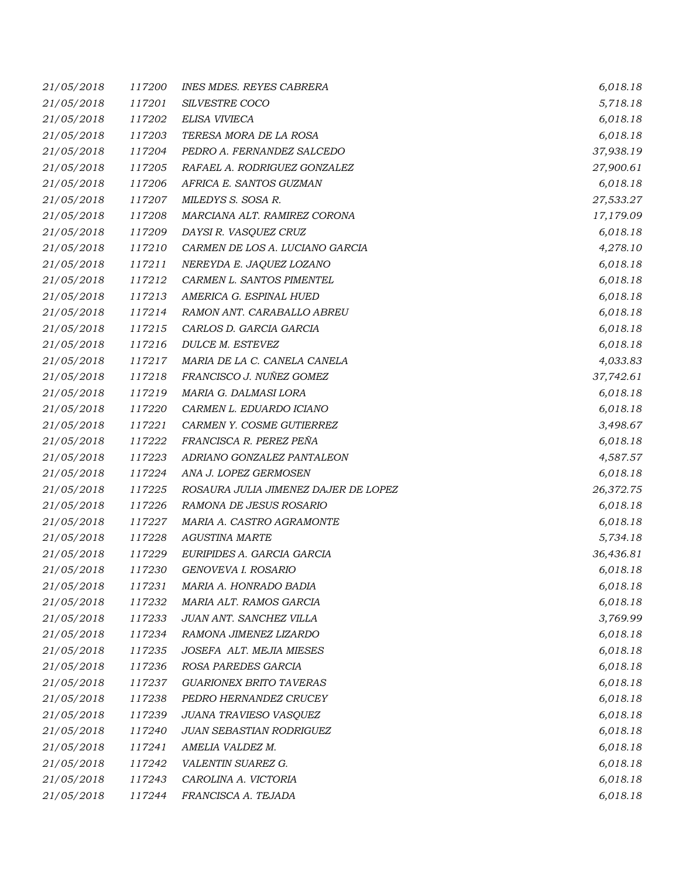| | | | |
|---|---|---|---|
| 21/05/2018 | 117200 | INES MDES. REYES CABRERA | 6,018.18 |
| 21/05/2018 | 117201 | SILVESTRE COCO | 5,718.18 |
| 21/05/2018 | 117202 | ELISA VIVIECA | 6,018.18 |
| 21/05/2018 | 117203 | TERESA MORA DE LA ROSA | 6,018.18 |
| 21/05/2018 | 117204 | PEDRO A. FERNANDEZ SALCEDO | 37,938.19 |
| 21/05/2018 | 117205 | RAFAEL A. RODRIGUEZ GONZALEZ | 27,900.61 |
| 21/05/2018 | 117206 | AFRICA E. SANTOS GUZMAN | 6,018.18 |
| 21/05/2018 | 117207 | MILEDYS S. SOSA R. | 27,533.27 |
| 21/05/2018 | 117208 | MARCIANA ALT. RAMIREZ CORONA | 17,179.09 |
| 21/05/2018 | 117209 | DAYSI R. VASQUEZ CRUZ | 6,018.18 |
| 21/05/2018 | 117210 | CARMEN DE LOS A. LUCIANO GARCIA | 4,278.10 |
| 21/05/2018 | 117211 | NEREYDA E. JAQUEZ LOZANO | 6,018.18 |
| 21/05/2018 | 117212 | CARMEN L. SANTOS PIMENTEL | 6,018.18 |
| 21/05/2018 | 117213 | AMERICA G. ESPINAL HUED | 6,018.18 |
| 21/05/2018 | 117214 | RAMON ANT. CARABALLO ABREU | 6,018.18 |
| 21/05/2018 | 117215 | CARLOS D. GARCIA GARCIA | 6,018.18 |
| 21/05/2018 | 117216 | DULCE M. ESTEVEZ | 6,018.18 |
| 21/05/2018 | 117217 | MARIA DE LA C. CANELA CANELA | 4,033.83 |
| 21/05/2018 | 117218 | FRANCISCO J. NUÑEZ GOMEZ | 37,742.61 |
| 21/05/2018 | 117219 | MARIA G. DALMASI LORA | 6,018.18 |
| 21/05/2018 | 117220 | CARMEN L. EDUARDO ICIANO | 6,018.18 |
| 21/05/2018 | 117221 | CARMEN Y. COSME GUTIERREZ | 3,498.67 |
| 21/05/2018 | 117222 | FRANCISCA R. PEREZ PEÑA | 6,018.18 |
| 21/05/2018 | 117223 | ADRIANO GONZALEZ PANTALEON | 4,587.57 |
| 21/05/2018 | 117224 | ANA J. LOPEZ GERMOSEN | 6,018.18 |
| 21/05/2018 | 117225 | ROSAURA JULIA JIMENEZ DAJER DE LOPEZ | 26,372.75 |
| 21/05/2018 | 117226 | RAMONA DE JESUS ROSARIO | 6,018.18 |
| 21/05/2018 | 117227 | MARIA A. CASTRO AGRAMONTE | 6,018.18 |
| 21/05/2018 | 117228 | AGUSTINA MARTE | 5,734.18 |
| 21/05/2018 | 117229 | EURIPIDES A. GARCIA GARCIA | 36,436.81 |
| 21/05/2018 | 117230 | GENOVEVA I. ROSARIO | 6,018.18 |
| 21/05/2018 | 117231 | MARIA A. HONRADO BADIA | 6,018.18 |
| 21/05/2018 | 117232 | MARIA ALT. RAMOS GARCIA | 6,018.18 |
| 21/05/2018 | 117233 | JUAN ANT. SANCHEZ VILLA | 3,769.99 |
| 21/05/2018 | 117234 | RAMONA JIMENEZ LIZARDO | 6,018.18 |
| 21/05/2018 | 117235 | JOSEFA ALT. MEJIA MIESES | 6,018.18 |
| 21/05/2018 | 117236 | ROSA PAREDES GARCIA | 6,018.18 |
| 21/05/2018 | 117237 | GUARIONEX BRITO TAVERAS | 6,018.18 |
| 21/05/2018 | 117238 | PEDRO HERNANDEZ CRUCEY | 6,018.18 |
| 21/05/2018 | 117239 | JUANA TRAVIESO VASQUEZ | 6,018.18 |
| 21/05/2018 | 117240 | JUAN SEBASTIAN RODRIGUEZ | 6,018.18 |
| 21/05/2018 | 117241 | AMELIA VALDEZ M. | 6,018.18 |
| 21/05/2018 | 117242 | VALENTIN SUAREZ G. | 6,018.18 |
| 21/05/2018 | 117243 | CAROLINA A. VICTORIA | 6,018.18 |
| 21/05/2018 | 117244 | FRANCISCA A. TEJADA | 6,018.18 |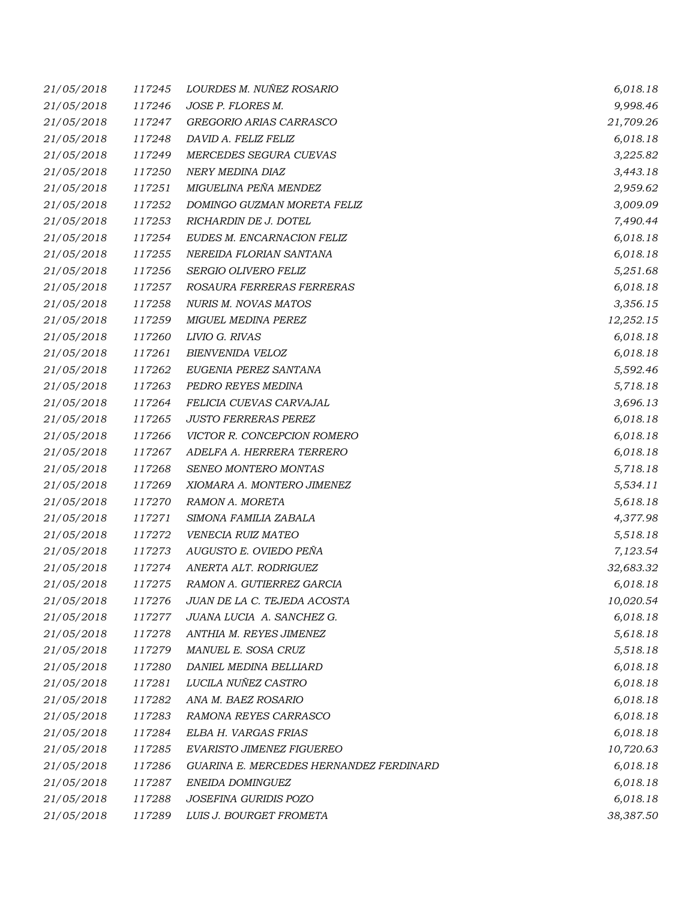| | | | |
|---|---|---|---|
| *21/05/2018* | *117245* | *LOURDES M. NUÑEZ ROSARIO* | *6,018.18* |
| *21/05/2018* | *117246* | *JOSE P. FLORES M.* | *9,998.46* |
| *21/05/2018* | *117247* | *GREGORIO ARIAS CARRASCO* | *21,709.26* |
| *21/05/2018* | *117248* | *DAVID A. FELIZ FELIZ* | *6,018.18* |
| *21/05/2018* | *117249* | *MERCEDES SEGURA CUEVAS* | *3,225.82* |
| *21/05/2018* | *117250* | *NERY MEDINA DIAZ* | *3,443.18* |
| *21/05/2018* | *117251* | *MIGUELINA PEÑA MENDEZ* | *2,959.62* |
| *21/05/2018* | *117252* | *DOMINGO GUZMAN MORETA FELIZ* | *3,009.09* |
| *21/05/2018* | *117253* | *RICHARDIN DE J. DOTEL* | *7,490.44* |
| *21/05/2018* | *117254* | *EUDES M. ENCARNACION FELIZ* | *6,018.18* |
| *21/05/2018* | *117255* | *NEREIDA FLORIAN SANTANA* | *6,018.18* |
| *21/05/2018* | *117256* | *SERGIO OLIVERO FELIZ* | *5,251.68* |
| *21/05/2018* | *117257* | *ROSAURA FERRERAS FERRERAS* | *6,018.18* |
| *21/05/2018* | *117258* | *NURIS M. NOVAS MATOS* | *3,356.15* |
| *21/05/2018* | *117259* | *MIGUEL MEDINA PEREZ* | *12,252.15* |
| *21/05/2018* | *117260* | *LIVIO G. RIVAS* | *6,018.18* |
| *21/05/2018* | *117261* | *BIENVENIDA VELOZ* | *6,018.18* |
| *21/05/2018* | *117262* | *EUGENIA PEREZ SANTANA* | *5,592.46* |
| *21/05/2018* | *117263* | *PEDRO REYES MEDINA* | *5,718.18* |
| *21/05/2018* | *117264* | *FELICIA CUEVAS CARVAJAL* | *3,696.13* |
| *21/05/2018* | *117265* | *JUSTO FERRERAS PEREZ* | *6,018.18* |
| *21/05/2018* | *117266* | *VICTOR R. CONCEPCION ROMERO* | *6,018.18* |
| *21/05/2018* | *117267* | *ADELFA A. HERRERA TERRERO* | *6,018.18* |
| *21/05/2018* | *117268* | *SENEO MONTERO MONTAS* | *5,718.18* |
| *21/05/2018* | *117269* | *XIOMARA A. MONTERO JIMENEZ* | *5,534.11* |
| *21/05/2018* | *117270* | *RAMON A. MORETA* | *5,618.18* |
| *21/05/2018* | *117271* | *SIMONA FAMILIA ZABALA* | *4,377.98* |
| *21/05/2018* | *117272* | *VENECIA RUIZ MATEO* | *5,518.18* |
| *21/05/2018* | *117273* | *AUGUSTO E. OVIEDO PEÑA* | *7,123.54* |
| *21/05/2018* | *117274* | *ANERTA ALT. RODRIGUEZ* | *32,683.32* |
| *21/05/2018* | *117275* | *RAMON A. GUTIERREZ GARCIA* | *6,018.18* |
| *21/05/2018* | *117276* | *JUAN DE LA C. TEJEDA ACOSTA* | *10,020.54* |
| *21/05/2018* | *117277* | *JUANA LUCIA A. SANCHEZ G.* | *6,018.18* |
| *21/05/2018* | *117278* | *ANTHIA M. REYES JIMENEZ* | *5,618.18* |
| *21/05/2018* | *117279* | *MANUEL E. SOSA CRUZ* | *5,518.18* |
| *21/05/2018* | *117280* | *DANIEL MEDINA BELLIARD* | *6,018.18* |
| *21/05/2018* | *117281* | *LUCILA NUÑEZ CASTRO* | *6,018.18* |
| *21/05/2018* | *117282* | *ANA M. BAEZ ROSARIO* | *6,018.18* |
| *21/05/2018* | *117283* | *RAMONA REYES CARRASCO* | *6,018.18* |
| *21/05/2018* | *117284* | *ELBA H. VARGAS FRIAS* | *6,018.18* |
| *21/05/2018* | *117285* | *EVARISTO JIMENEZ FIGUEREO* | *10,720.63* |
| *21/05/2018* | *117286* | *GUARINA E. MERCEDES HERNANDEZ FERDINARD* | *6,018.18* |
| *21/05/2018* | *117287* | *ENEIDA DOMINGUEZ* | *6,018.18* |
| *21/05/2018* | *117288* | *JOSEFINA GURIDIS POZO* | *6,018.18* |
| *21/05/2018* | *117289* | *LUIS J. BOURGET FROMETA* | *38,387.50* |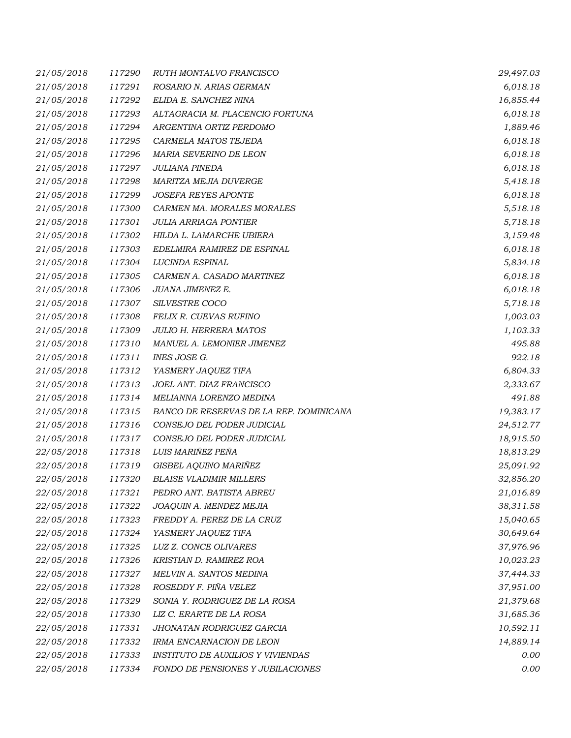| | | | |
|---|---|---|---|
| 21/05/2018 | 117290 | RUTH MONTALVO FRANCISCO | 29,497.03 |
| 21/05/2018 | 117291 | ROSARIO N. ARIAS GERMAN | 6,018.18 |
| 21/05/2018 | 117292 | ELIDA E. SANCHEZ NINA | 16,855.44 |
| 21/05/2018 | 117293 | ALTAGRACIA M. PLACENCIO FORTUNA | 6,018.18 |
| 21/05/2018 | 117294 | ARGENTINA ORTIZ PERDOMO | 1,889.46 |
| 21/05/2018 | 117295 | CARMELA MATOS TEJEDA | 6,018.18 |
| 21/05/2018 | 117296 | MARIA SEVERINO DE LEON | 6,018.18 |
| 21/05/2018 | 117297 | JULIANA PINEDA | 6,018.18 |
| 21/05/2018 | 117298 | MARITZA MEJIA DUVERGE | 5,418.18 |
| 21/05/2018 | 117299 | JOSEFA REYES APONTE | 6,018.18 |
| 21/05/2018 | 117300 | CARMEN MA. MORALES MORALES | 5,518.18 |
| 21/05/2018 | 117301 | JULIA ARRIAGA PONTIER | 5,718.18 |
| 21/05/2018 | 117302 | HILDA L. LAMARCHE UBIERA | 3,159.48 |
| 21/05/2018 | 117303 | EDELMIRA RAMIREZ DE ESPINAL | 6,018.18 |
| 21/05/2018 | 117304 | LUCINDA ESPINAL | 5,834.18 |
| 21/05/2018 | 117305 | CARMEN A. CASADO MARTINEZ | 6,018.18 |
| 21/05/2018 | 117306 | JUANA JIMENEZ E. | 6,018.18 |
| 21/05/2018 | 117307 | SILVESTRE COCO | 5,718.18 |
| 21/05/2018 | 117308 | FELIX R. CUEVAS RUFINO | 1,003.03 |
| 21/05/2018 | 117309 | JULIO H. HERRERA MATOS | 1,103.33 |
| 21/05/2018 | 117310 | MANUEL A. LEMONIER JIMENEZ | 495.88 |
| 21/05/2018 | 117311 | INES JOSE G. | 922.18 |
| 21/05/2018 | 117312 | YASMERY JAQUEZ TIFA | 6,804.33 |
| 21/05/2018 | 117313 | JOEL ANT. DIAZ FRANCISCO | 2,333.67 |
| 21/05/2018 | 117314 | MELIANNA LORENZO MEDINA | 491.88 |
| 21/05/2018 | 117315 | BANCO DE RESERVAS DE LA REP. DOMINICANA | 19,383.17 |
| 21/05/2018 | 117316 | CONSEJO DEL PODER JUDICIAL | 24,512.77 |
| 21/05/2018 | 117317 | CONSEJO DEL PODER JUDICIAL | 18,915.50 |
| 22/05/2018 | 117318 | LUIS MARIÑEZ PEÑA | 18,813.29 |
| 22/05/2018 | 117319 | GISBEL AQUINO MARIÑEZ | 25,091.92 |
| 22/05/2018 | 117320 | BLAISE VLADIMIR MILLERS | 32,856.20 |
| 22/05/2018 | 117321 | PEDRO ANT. BATISTA ABREU | 21,016.89 |
| 22/05/2018 | 117322 | JOAQUIN A. MENDEZ MEJIA | 38,311.58 |
| 22/05/2018 | 117323 | FREDDY A. PEREZ DE LA CRUZ | 15,040.65 |
| 22/05/2018 | 117324 | YASMERY JAQUEZ TIFA | 30,649.64 |
| 22/05/2018 | 117325 | LUZ Z. CONCE OLIVARES | 37,976.96 |
| 22/05/2018 | 117326 | KRISTIAN D. RAMIREZ ROA | 10,023.23 |
| 22/05/2018 | 117327 | MELVIN A. SANTOS MEDINA | 37,444.33 |
| 22/05/2018 | 117328 | ROSEDDY F. PIÑA VELEZ | 37,951.00 |
| 22/05/2018 | 117329 | SONIA Y. RODRIGUEZ DE LA ROSA | 21,379.68 |
| 22/05/2018 | 117330 | LIZ C. ERARTE DE LA ROSA | 31,685.36 |
| 22/05/2018 | 117331 | JHONATAN RODRIGUEZ GARCIA | 10,592.11 |
| 22/05/2018 | 117332 | IRMA ENCARNACION DE LEON | 14,889.14 |
| 22/05/2018 | 117333 | INSTITUTO DE AUXILIOS Y VIVIENDAS | 0.00 |
| 22/05/2018 | 117334 | FONDO DE PENSIONES Y JUBILACIONES | 0.00 |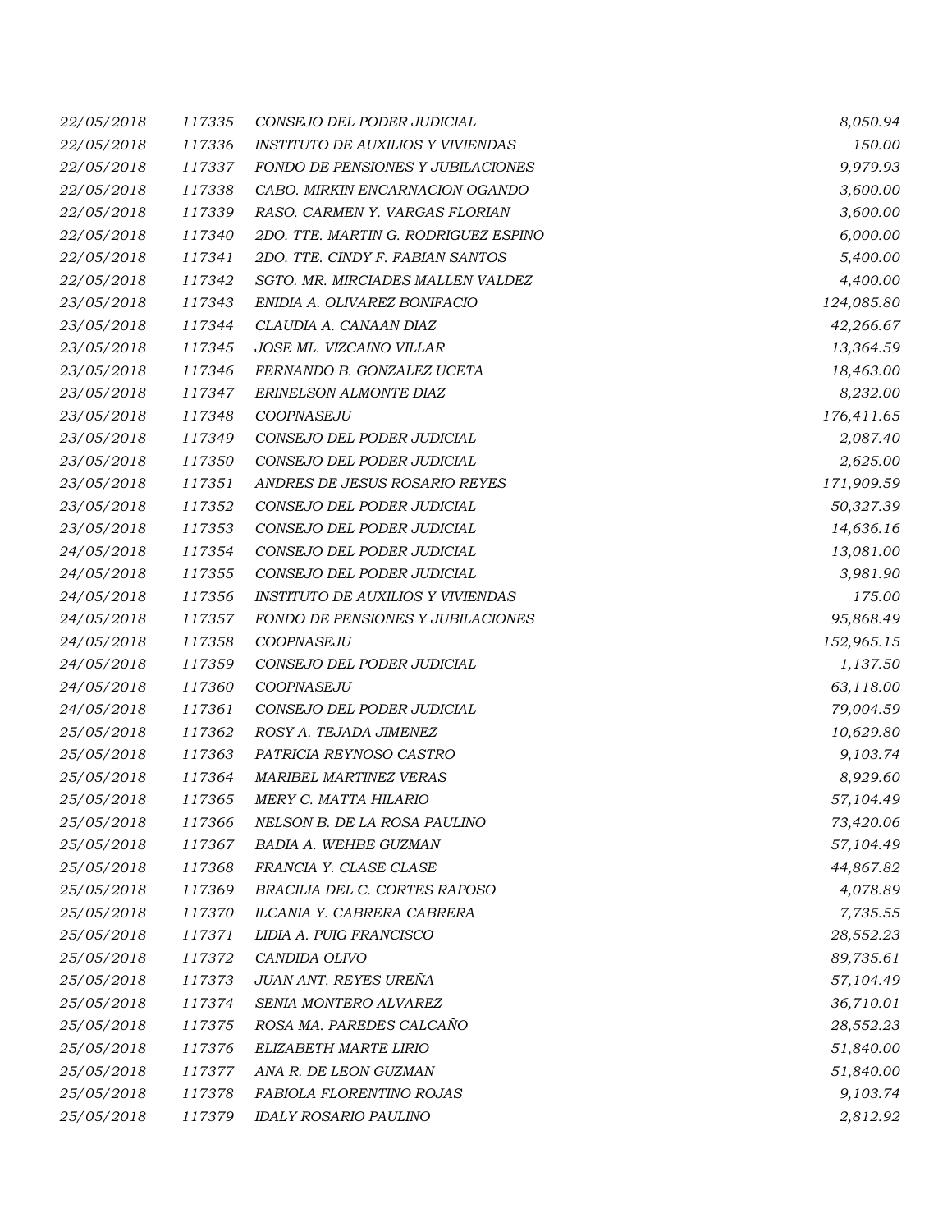| | | | |
|---|---|---|---|
| 22/05/2018 | 117335 | CONSEJO DEL PODER JUDICIAL | 8,050.94 |
| 22/05/2018 | 117336 | INSTITUTO DE AUXILIOS Y VIVIENDAS | 150.00 |
| 22/05/2018 | 117337 | FONDO DE PENSIONES Y JUBILACIONES | 9,979.93 |
| 22/05/2018 | 117338 | CABO. MIRKIN ENCARNACION OGANDO | 3,600.00 |
| 22/05/2018 | 117339 | RASO. CARMEN Y. VARGAS FLORIAN | 3,600.00 |
| 22/05/2018 | 117340 | 2DO. TTE. MARTIN G. RODRIGUEZ ESPINO | 6,000.00 |
| 22/05/2018 | 117341 | 2DO. TTE. CINDY F. FABIAN SANTOS | 5,400.00 |
| 22/05/2018 | 117342 | SGTO. MR. MIRCIADES MALLEN VALDEZ | 4,400.00 |
| 23/05/2018 | 117343 | ENIDIA A. OLIVAREZ BONIFACIO | 124,085.80 |
| 23/05/2018 | 117344 | CLAUDIA A. CANAAN DIAZ | 42,266.67 |
| 23/05/2018 | 117345 | JOSE ML. VIZCAINO VILLAR | 13,364.59 |
| 23/05/2018 | 117346 | FERNANDO B. GONZALEZ UCETA | 18,463.00 |
| 23/05/2018 | 117347 | ERINELSON ALMONTE DIAZ | 8,232.00 |
| 23/05/2018 | 117348 | COOPNASEJU | 176,411.65 |
| 23/05/2018 | 117349 | CONSEJO DEL PODER JUDICIAL | 2,087.40 |
| 23/05/2018 | 117350 | CONSEJO DEL PODER JUDICIAL | 2,625.00 |
| 23/05/2018 | 117351 | ANDRES DE JESUS ROSARIO REYES | 171,909.59 |
| 23/05/2018 | 117352 | CONSEJO DEL PODER JUDICIAL | 50,327.39 |
| 23/05/2018 | 117353 | CONSEJO DEL PODER JUDICIAL | 14,636.16 |
| 24/05/2018 | 117354 | CONSEJO DEL PODER JUDICIAL | 13,081.00 |
| 24/05/2018 | 117355 | CONSEJO DEL PODER JUDICIAL | 3,981.90 |
| 24/05/2018 | 117356 | INSTITUTO DE AUXILIOS Y VIVIENDAS | 175.00 |
| 24/05/2018 | 117357 | FONDO DE PENSIONES Y JUBILACIONES | 95,868.49 |
| 24/05/2018 | 117358 | COOPNASEJU | 152,965.15 |
| 24/05/2018 | 117359 | CONSEJO DEL PODER JUDICIAL | 1,137.50 |
| 24/05/2018 | 117360 | COOPNASEJU | 63,118.00 |
| 24/05/2018 | 117361 | CONSEJO DEL PODER JUDICIAL | 79,004.59 |
| 25/05/2018 | 117362 | ROSY A. TEJADA JIMENEZ | 10,629.80 |
| 25/05/2018 | 117363 | PATRICIA REYNOSO CASTRO | 9,103.74 |
| 25/05/2018 | 117364 | MARIBEL MARTINEZ VERAS | 8,929.60 |
| 25/05/2018 | 117365 | MERY C. MATTA HILARIO | 57,104.49 |
| 25/05/2018 | 117366 | NELSON B. DE LA ROSA PAULINO | 73,420.06 |
| 25/05/2018 | 117367 | BADIA A. WEHBE GUZMAN | 57,104.49 |
| 25/05/2018 | 117368 | FRANCIA Y. CLASE CLASE | 44,867.82 |
| 25/05/2018 | 117369 | BRACILIA DEL C. CORTES RAPOSO | 4,078.89 |
| 25/05/2018 | 117370 | ILCANIA Y. CABRERA CABRERA | 7,735.55 |
| 25/05/2018 | 117371 | LIDIA A. PUIG FRANCISCO | 28,552.23 |
| 25/05/2018 | 117372 | CANDIDA OLIVO | 89,735.61 |
| 25/05/2018 | 117373 | JUAN ANT. REYES UREÑA | 57,104.49 |
| 25/05/2018 | 117374 | SENIA MONTERO ALVAREZ | 36,710.01 |
| 25/05/2018 | 117375 | ROSA MA. PAREDES CALCAÑO | 28,552.23 |
| 25/05/2018 | 117376 | ELIZABETH MARTE LIRIO | 51,840.00 |
| 25/05/2018 | 117377 | ANA R. DE LEON GUZMAN | 51,840.00 |
| 25/05/2018 | 117378 | FABIOLA FLORENTINO ROJAS | 9,103.74 |
| 25/05/2018 | 117379 | IDALY ROSARIO PAULINO | 2,812.92 |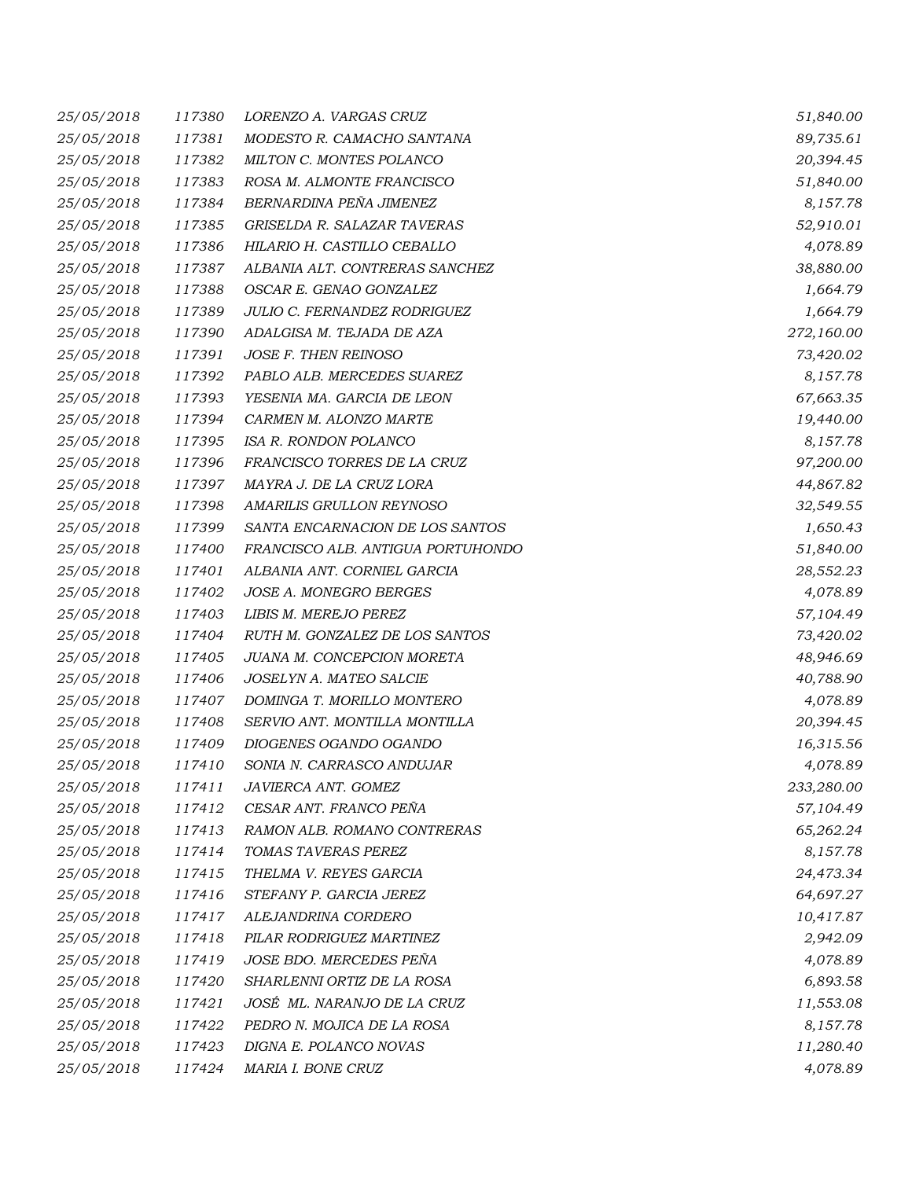| | | | |
|---|---|---|---|
| 25/05/2018 | 117380 | LORENZO A. VARGAS CRUZ | 51,840.00 |
| 25/05/2018 | 117381 | MODESTO R. CAMACHO SANTANA | 89,735.61 |
| 25/05/2018 | 117382 | MILTON C. MONTES POLANCO | 20,394.45 |
| 25/05/2018 | 117383 | ROSA M. ALMONTE FRANCISCO | 51,840.00 |
| 25/05/2018 | 117384 | BERNARDINA PEÑA JIMENEZ | 8,157.78 |
| 25/05/2018 | 117385 | GRISELDA R. SALAZAR TAVERAS | 52,910.01 |
| 25/05/2018 | 117386 | HILARIO H. CASTILLO CEBALLO | 4,078.89 |
| 25/05/2018 | 117387 | ALBANIA ALT. CONTRERAS SANCHEZ | 38,880.00 |
| 25/05/2018 | 117388 | OSCAR E. GENAO GONZALEZ | 1,664.79 |
| 25/05/2018 | 117389 | JULIO C. FERNANDEZ RODRIGUEZ | 1,664.79 |
| 25/05/2018 | 117390 | ADALGISA M. TEJADA DE AZA | 272,160.00 |
| 25/05/2018 | 117391 | JOSE F. THEN REINOSO | 73,420.02 |
| 25/05/2018 | 117392 | PABLO ALB. MERCEDES SUAREZ | 8,157.78 |
| 25/05/2018 | 117393 | YESENIA MA. GARCIA DE LEON | 67,663.35 |
| 25/05/2018 | 117394 | CARMEN M. ALONZO MARTE | 19,440.00 |
| 25/05/2018 | 117395 | ISA R. RONDON POLANCO | 8,157.78 |
| 25/05/2018 | 117396 | FRANCISCO TORRES DE LA CRUZ | 97,200.00 |
| 25/05/2018 | 117397 | MAYRA J. DE LA CRUZ LORA | 44,867.82 |
| 25/05/2018 | 117398 | AMARILIS GRULLON REYNOSO | 32,549.55 |
| 25/05/2018 | 117399 | SANTA ENCARNACION DE LOS SANTOS | 1,650.43 |
| 25/05/2018 | 117400 | FRANCISCO ALB. ANTIGUA PORTUHONDO | 51,840.00 |
| 25/05/2018 | 117401 | ALBANIA ANT. CORNIEL GARCIA | 28,552.23 |
| 25/05/2018 | 117402 | JOSE A. MONEGRO BERGES | 4,078.89 |
| 25/05/2018 | 117403 | LIBIS M. MEREJO PEREZ | 57,104.49 |
| 25/05/2018 | 117404 | RUTH M. GONZALEZ DE LOS SANTOS | 73,420.02 |
| 25/05/2018 | 117405 | JUANA M. CONCEPCION MORETA | 48,946.69 |
| 25/05/2018 | 117406 | JOSELYN A. MATEO SALCIE | 40,788.90 |
| 25/05/2018 | 117407 | DOMINGA T. MORILLO MONTERO | 4,078.89 |
| 25/05/2018 | 117408 | SERVIO ANT. MONTILLA MONTILLA | 20,394.45 |
| 25/05/2018 | 117409 | DIOGENES OGANDO OGANDO | 16,315.56 |
| 25/05/2018 | 117410 | SONIA N. CARRASCO ANDUJAR | 4,078.89 |
| 25/05/2018 | 117411 | JAVIERCA ANT. GOMEZ | 233,280.00 |
| 25/05/2018 | 117412 | CESAR ANT. FRANCO PEÑA | 57,104.49 |
| 25/05/2018 | 117413 | RAMON ALB. ROMANO CONTRERAS | 65,262.24 |
| 25/05/2018 | 117414 | TOMAS TAVERAS PEREZ | 8,157.78 |
| 25/05/2018 | 117415 | THELMA V. REYES GARCIA | 24,473.34 |
| 25/05/2018 | 117416 | STEFANY P. GARCIA JEREZ | 64,697.27 |
| 25/05/2018 | 117417 | ALEJANDRINA CORDERO | 10,417.87 |
| 25/05/2018 | 117418 | PILAR RODRIGUEZ MARTINEZ | 2,942.09 |
| 25/05/2018 | 117419 | JOSE BDO. MERCEDES PEÑA | 4,078.89 |
| 25/05/2018 | 117420 | SHARLENNI ORTIZ DE LA ROSA | 6,893.58 |
| 25/05/2018 | 117421 | JOSÉ ML. NARANJO DE LA CRUZ | 11,553.08 |
| 25/05/2018 | 117422 | PEDRO N. MOJICA DE LA ROSA | 8,157.78 |
| 25/05/2018 | 117423 | DIGNA E. POLANCO NOVAS | 11,280.40 |
| 25/05/2018 | 117424 | MARIA I. BONE CRUZ | 4,078.89 |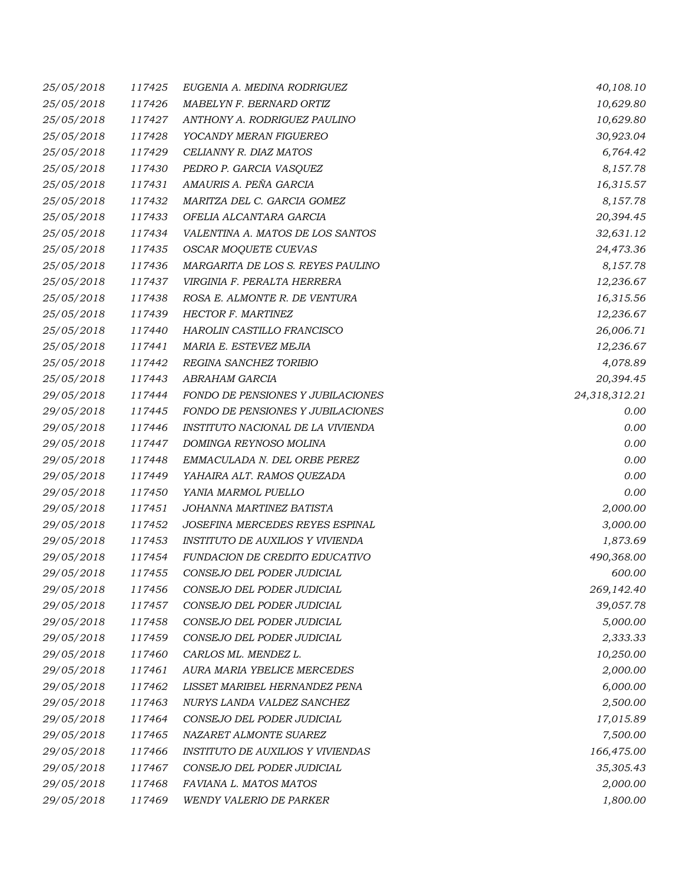| | | | |
|---|---|---|---|
| 25/05/2018 | 117425 | EUGENIA A. MEDINA RODRIGUEZ | 40,108.10 |
| 25/05/2018 | 117426 | MABELYN F. BERNARD ORTIZ | 10,629.80 |
| 25/05/2018 | 117427 | ANTHONY A. RODRIGUEZ PAULINO | 10,629.80 |
| 25/05/2018 | 117428 | YOCANDY MERAN FIGUEREO | 30,923.04 |
| 25/05/2018 | 117429 | CELIANNY R. DIAZ MATOS | 6,764.42 |
| 25/05/2018 | 117430 | PEDRO P. GARCIA VASQUEZ | 8,157.78 |
| 25/05/2018 | 117431 | AMAURIS A. PEÑA GARCIA | 16,315.57 |
| 25/05/2018 | 117432 | MARITZA DEL C. GARCIA GOMEZ | 8,157.78 |
| 25/05/2018 | 117433 | OFELIA ALCANTARA GARCIA | 20,394.45 |
| 25/05/2018 | 117434 | VALENTINA A. MATOS DE LOS SANTOS | 32,631.12 |
| 25/05/2018 | 117435 | OSCAR MOQUETE CUEVAS | 24,473.36 |
| 25/05/2018 | 117436 | MARGARITA DE LOS S. REYES PAULINO | 8,157.78 |
| 25/05/2018 | 117437 | VIRGINIA F. PERALTA HERRERA | 12,236.67 |
| 25/05/2018 | 117438 | ROSA E. ALMONTE R. DE VENTURA | 16,315.56 |
| 25/05/2018 | 117439 | HECTOR F. MARTINEZ | 12,236.67 |
| 25/05/2018 | 117440 | HAROLIN CASTILLO FRANCISCO | 26,006.71 |
| 25/05/2018 | 117441 | MARIA E. ESTEVEZ MEJIA | 12,236.67 |
| 25/05/2018 | 117442 | REGINA SANCHEZ TORIBIO | 4,078.89 |
| 25/05/2018 | 117443 | ABRAHAM GARCIA | 20,394.45 |
| 29/05/2018 | 117444 | FONDO DE PENSIONES Y JUBILACIONES | 24,318,312.21 |
| 29/05/2018 | 117445 | FONDO DE PENSIONES Y JUBILACIONES | 0.00 |
| 29/05/2018 | 117446 | INSTITUTO NACIONAL DE LA VIVIENDA | 0.00 |
| 29/05/2018 | 117447 | DOMINGA REYNOSO MOLINA | 0.00 |
| 29/05/2018 | 117448 | EMMACULADA N. DEL ORBE PEREZ | 0.00 |
| 29/05/2018 | 117449 | YAHAIRA ALT. RAMOS QUEZADA | 0.00 |
| 29/05/2018 | 117450 | YANIA MARMOL PUELLO | 0.00 |
| 29/05/2018 | 117451 | JOHANNA MARTINEZ BATISTA | 2,000.00 |
| 29/05/2018 | 117452 | JOSEFINA MERCEDES REYES ESPINAL | 3,000.00 |
| 29/05/2018 | 117453 | INSTITUTO DE AUXILIOS Y VIVIENDA | 1,873.69 |
| 29/05/2018 | 117454 | FUNDACION DE CREDITO EDUCATIVO | 490,368.00 |
| 29/05/2018 | 117455 | CONSEJO DEL PODER JUDICIAL | 600.00 |
| 29/05/2018 | 117456 | CONSEJO DEL PODER JUDICIAL | 269,142.40 |
| 29/05/2018 | 117457 | CONSEJO DEL PODER JUDICIAL | 39,057.78 |
| 29/05/2018 | 117458 | CONSEJO DEL PODER JUDICIAL | 5,000.00 |
| 29/05/2018 | 117459 | CONSEJO DEL PODER JUDICIAL | 2,333.33 |
| 29/05/2018 | 117460 | CARLOS ML. MENDEZ L. | 10,250.00 |
| 29/05/2018 | 117461 | AURA MARIA YBELICE MERCEDES | 2,000.00 |
| 29/05/2018 | 117462 | LISSET MARIBEL HERNANDEZ PENA | 6,000.00 |
| 29/05/2018 | 117463 | NURYS LANDA VALDEZ SANCHEZ | 2,500.00 |
| 29/05/2018 | 117464 | CONSEJO DEL PODER JUDICIAL | 17,015.89 |
| 29/05/2018 | 117465 | NAZARET ALMONTE SUAREZ | 7,500.00 |
| 29/05/2018 | 117466 | INSTITUTO DE AUXILIOS Y VIVIENDAS | 166,475.00 |
| 29/05/2018 | 117467 | CONSEJO DEL PODER JUDICIAL | 35,305.43 |
| 29/05/2018 | 117468 | FAVIANA L. MATOS MATOS | 2,000.00 |
| 29/05/2018 | 117469 | WENDY VALERIO DE PARKER | 1,800.00 |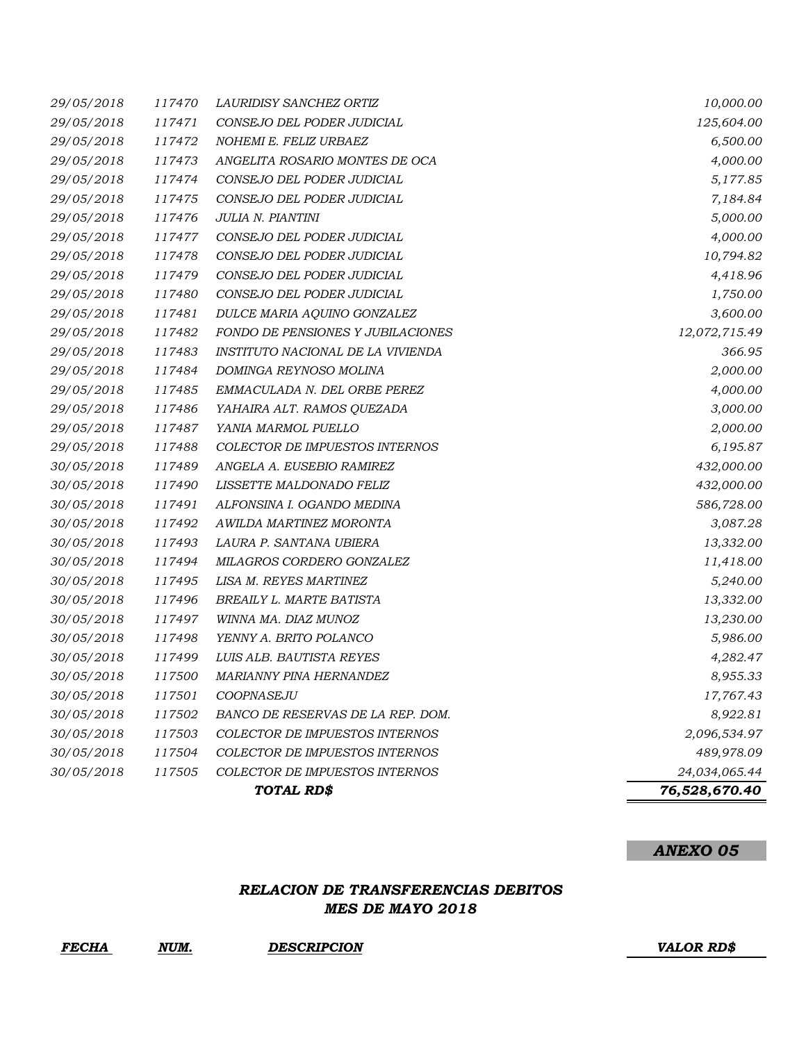| | | | |
|---|---|---|---|
| *29/05/2018* | *117470* | *LAURIDISY SANCHEZ ORTIZ* | *10,000.00* |
| *29/05/2018* | *117471* | *CONSEJO DEL PODER JUDICIAL* | *125,604.00* |
| *29/05/2018* | *117472* | *NOHEMI E. FELIZ URBAEZ* | *6,500.00* |
| *29/05/2018* | *117473* | *ANGELITA ROSARIO MONTES DE OCA* | *4,000.00* |
| *29/05/2018* | *117474* | *CONSEJO DEL PODER JUDICIAL* | *5,177.85* |
| *29/05/2018* | *117475* | *CONSEJO DEL PODER JUDICIAL* | *7,184.84* |
| *29/05/2018* | *117476* | *JULIA N. PIANTINI* | *5,000.00* |
| *29/05/2018* | *117477* | *CONSEJO DEL PODER JUDICIAL* | *4,000.00* |
| *29/05/2018* | *117478* | *CONSEJO DEL PODER JUDICIAL* | *10,794.82* |
| *29/05/2018* | *117479* | *CONSEJO DEL PODER JUDICIAL* | *4,418.96* |
| *29/05/2018* | *117480* | *CONSEJO DEL PODER JUDICIAL* | *1,750.00* |
| *29/05/2018* | *117481* | *DULCE MARIA AQUINO GONZALEZ* | *3,600.00* |
| *29/05/2018* | *117482* | *FONDO DE PENSIONES Y JUBILACIONES* | *12,072,715.49* |
| *29/05/2018* | *117483* | *INSTITUTO NACIONAL DE LA VIVIENDA* | *366.95* |
| *29/05/2018* | *117484* | *DOMINGA REYNOSO MOLINA* | *2,000.00* |
| *29/05/2018* | *117485* | *EMMACULADA N. DEL ORBE PEREZ* | *4,000.00* |
| *29/05/2018* | *117486* | *YAHAIRA ALT. RAMOS QUEZADA* | *3,000.00* |
| *29/05/2018* | *117487* | *YANIA MARMOL PUELLO* | *2,000.00* |
| *29/05/2018* | *117488* | *COLECTOR DE IMPUESTOS INTERNOS* | *6,195.87* |
| *30/05/2018* | *117489* | *ANGELA A. EUSEBIO RAMIREZ* | *432,000.00* |
| *30/05/2018* | *117490* | *LISSETTE MALDONADO FELIZ* | *432,000.00* |
| *30/05/2018* | *117491* | *ALFONSINA I. OGANDO MEDINA* | *586,728.00* |
| *30/05/2018* | *117492* | *AWILDA MARTINEZ MORONTA* | *3,087.28* |
| *30/05/2018* | *117493* | *LAURA P. SANTANA UBIERA* | *13,332.00* |
| *30/05/2018* | *117494* | *MILAGROS CORDERO GONZALEZ* | *11,418.00* |
| *30/05/2018* | *117495* | *LISA M. REYES MARTINEZ* | *5,240.00* |
| *30/05/2018* | *117496* | *BREAILY L. MARTE BATISTA* | *13,332.00* |
| *30/05/2018* | *117497* | *WINNA MA. DIAZ MUNOZ* | *13,230.00* |
| *30/05/2018* | *117498* | *YENNY A. BRITO POLANCO* | *5,986.00* |
| *30/05/2018* | *117499* | *LUIS ALB. BAUTISTA REYES* | *4,282.47* |
| *30/05/2018* | *117500* | *MARIANNY PINA HERNANDEZ* | *8,955.33* |
| *30/05/2018* | *117501* | *COOPNASEJU* | *17,767.43* |
| *30/05/2018* | *117502* | *BANCO DE RESERVAS DE LA REP. DOM.* | *8,922.81* |
| *30/05/2018* | *117503* | *COLECTOR DE IMPUESTOS INTERNOS* | *2,096,534.97* |
| *30/05/2018* | *117504* | *COLECTOR DE IMPUESTOS INTERNOS* | *489,978.09* |
| *30/05/2018* | *117505* | *COLECTOR DE IMPUESTOS INTERNOS* | *24,034,065.44* |
| | | ***TOTAL RD$*** | ***76,528,670.40*** |

***ANEXO 05***

## *RELACION DE TRANSFERENCIAS DEBITOS*
## *MES DE MAYO 2018*

| ***FECHA*** | ***NUM.*** | ***DESCRIPCION*** | ***VALOR RD$*** |
|---|---|---|---|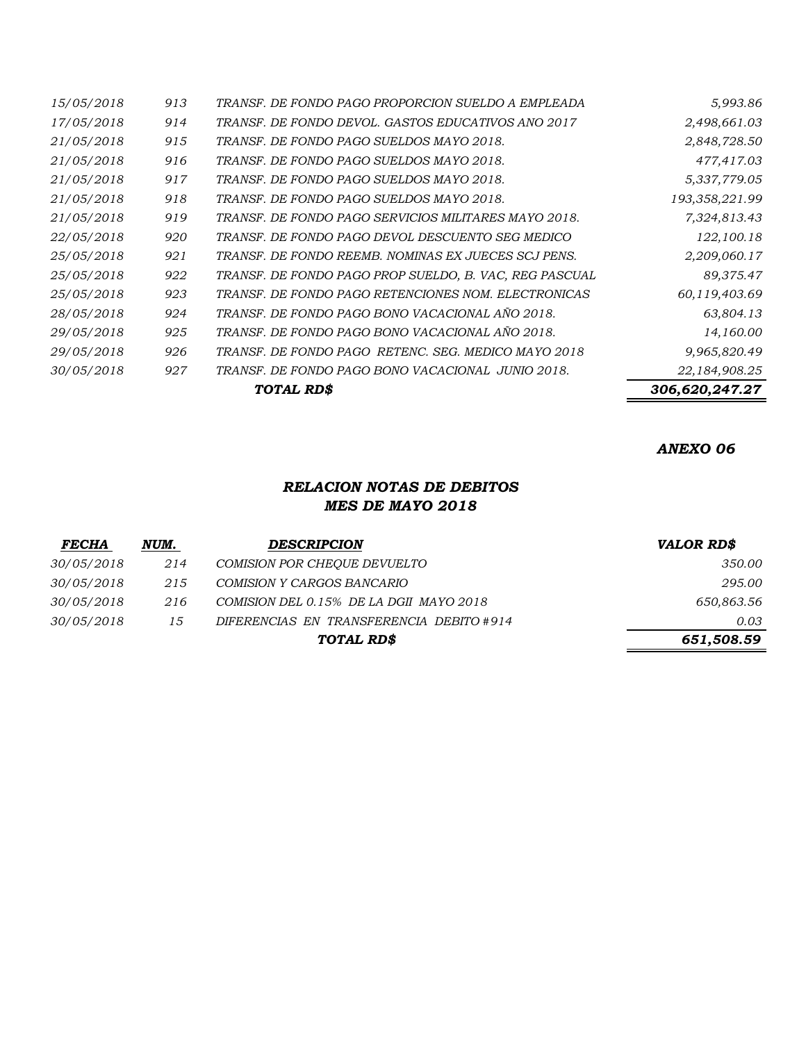| | | | |
|---|---|---|---|
| 15/05/2018 | 913 | TRANSF. DE FONDO PAGO PROPORCION SUELDO A EMPLEADA | 5,993.86 |
| 17/05/2018 | 914 | TRANSF. DE FONDO DEVOL. GASTOS EDUCATIVOS ANO 2017 | 2,498,661.03 |
| 21/05/2018 | 915 | TRANSF. DE FONDO PAGO SUELDOS MAYO 2018. | 2,848,728.50 |
| 21/05/2018 | 916 | TRANSF. DE FONDO PAGO SUELDOS MAYO 2018. | 477,417.03 |
| 21/05/2018 | 917 | TRANSF. DE FONDO PAGO SUELDOS MAYO 2018. | 5,337,779.05 |
| 21/05/2018 | 918 | TRANSF. DE FONDO PAGO SUELDOS MAYO 2018. | 193,358,221.99 |
| 21/05/2018 | 919 | TRANSF. DE FONDO PAGO SERVICIOS MILITARES MAYO 2018. | 7,324,813.43 |
| 22/05/2018 | 920 | TRANSF. DE FONDO PAGO DEVOL DESCUENTO SEG MEDICO | 122,100.18 |
| 25/05/2018 | 921 | TRANSF. DE FONDO REEMB. NOMINAS EX JUECES SCJ PENS. | 2,209,060.17 |
| 25/05/2018 | 922 | TRANSF. DE FONDO PAGO PROP SUELDO, B. VAC, REG PASCUAL | 89,375.47 |
| 25/05/2018 | 923 | TRANSF. DE FONDO PAGO RETENCIONES NOM. ELECTRONICAS | 60,119,403.69 |
| 28/05/2018 | 924 | TRANSF. DE FONDO PAGO BONO VACACIONAL AÑO 2018. | 63,804.13 |
| 29/05/2018 | 925 | TRANSF. DE FONDO PAGO BONO VACACIONAL AÑO 2018. | 14,160.00 |
| 29/05/2018 | 926 | TRANSF. DE FONDO PAGO RETENC. SEG. MEDICO MAYO 2018 | 9,965,820.49 |
| 30/05/2018 | 927 | TRANSF. DE FONDO PAGO BONO VACACIONAL JUNIO 2018. | 22,184,908.25 |
| | | ***TOTAL RD$*** | ***306,620,247.27*** |

***ANEXO 06***

***RELACION NOTAS DE DEBITOS***
***MES DE MAYO 2018***

| *FECHA* | *NUM.* | *DESCRIPCION* | *VALOR RD$* |
|---|---|---|---|
| 30/05/2018 | 214 | COMISION POR CHEQUE DEVUELTO | 350.00 |
| 30/05/2018 | 215 | COMISION Y CARGOS BANCARIO | 295.00 |
| 30/05/2018 | 216 | COMISION DEL 0.15% DE LA DGII MAYO 2018 | 650,863.56 |
| 30/05/2018 | 15 | DIFERENCIAS EN TRANSFERENCIA DEBITO #914 | 0.03 |
| | | ***TOTAL RD$*** | ***651,508.59*** |